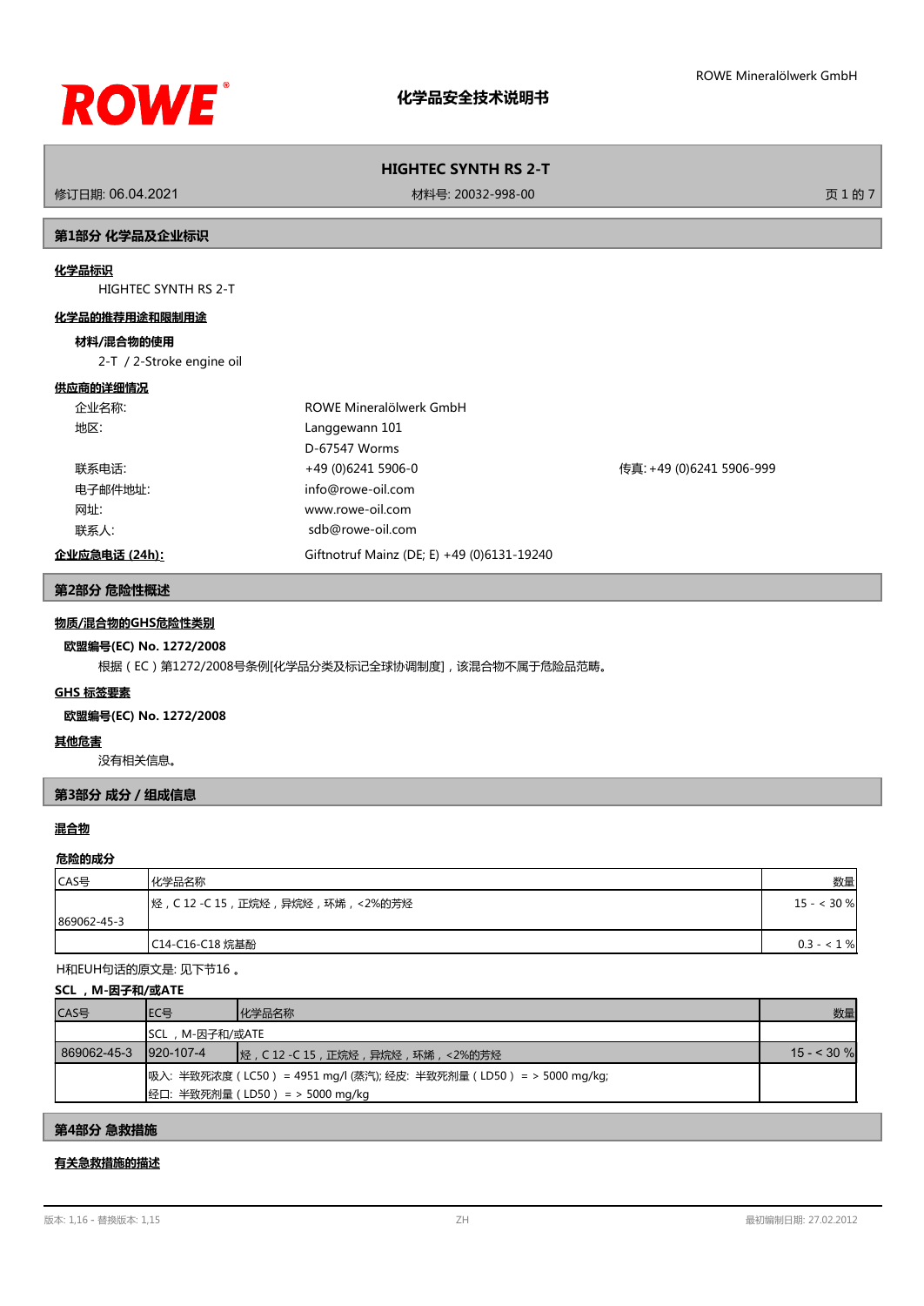# 化学品安全技术说明书

## HIGHTEC SYNTH RS 2-T

修订日期: 06.04.2021　　材料号: 20032-998-00

## 第1部分 化学品及企业标识

**化学品标识**

HIGHTEC SYNTH RS 2-T

**化学品的推荐用途和限制用途**

**材料/混合物的使用**

2-T / 2-Stroke engine oil

**供应商的详细情况**

| | | |
|---|---|---|
| 企业名称: | ROWE Mineralölwerk GmbH | |
| 地区: | Langgewann 101 | |
| | D-67547 Worms | |
| 联系电话: | +49 (0)6241 5906-0 | 传真: +49 (0)6241 5906-999 |
| 电子邮件地址: | info@rowe-oil.com | |
| 网址: | www.rowe-oil.com | |
| 联系人: | sdb@rowe-oil.com | |

**企业应急电话 (24h):** Giftnotruf Mainz (DE; E) +49 (0)6131-19240

## 第2部分 危险性概述

**物质/混合物的GHS危险性类别**

**欧盟编号(EC) No. 1272/2008**

根据（EC）第1272/2008号条例[化学品分类及标记全球协调制度]，该混合物不属于危险品范畴。

**GHS 标签要素**

**欧盟编号(EC) No. 1272/2008**

**其他危害**

没有相关信息。

## 第3部分 成分 / 组成信息

**混合物**

**危险的成分**

| CAS号 | 化学品名称 | 数量 |
|---|---|---|
| 869062-45-3 | 烃，C 12 -C 15，正烷烃，异烷烃，环烯，<2%的芳烃 | 15 - < 30 % |
| | C14-C16-C18 烷基酚 | 0.3 - < 1 % |

H和EUH句话的原文是: 见下节16 。

**SCL ，M-因子和/或ATE**

| CAS号 | EC号 | 化学品名称 | 数量 |
|---|---|---|---|
| | SCL ，M-因子和/或ATE | | |
| 869062-45-3 | 920-107-4 | 烃，C 12 -C 15，正烷烃，异烷烃，环烯，<2%的芳烃 | 15 - < 30 % |
| | 吸入: 半致死浓度（LC50） = 4951 mg/l (蒸汽); 经皮: 半致死剂量（LD50） = > 5000 mg/kg; 经口: 半致死剂量（LD50） = > 5000 mg/kg | | |

## 第4部分 急救措施

**有关急救措施的描述**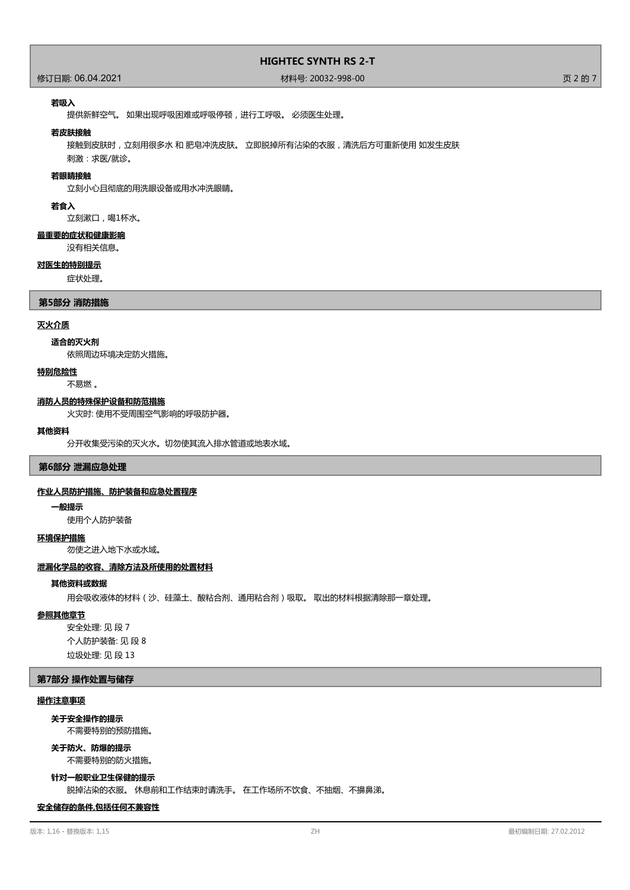**若吸入**

提供新鲜空气。 如果出现呼吸困难或呼吸停顿，进行工呼吸。 必须医生处理。

**若皮肤接触**

接触到皮肤时，立刻用很多水 和 肥皂冲洗皮肤。 立即脱掉所有沾染的衣服，清洗后方可重新使用 如发生皮肤刺激：求医/就诊。

**若眼睛接触**

立刻小心且彻底的用洗眼设备或用水冲洗眼睛。

**若食入**

立刻漱口，喝1杯水。

**最重要的症状和健康影响**

没有相关信息。

**对医生的特别提示**

症状处理。

## 第5部分 消防措施

**灭火介质**

**适合的灭火剂**

依照周边环境决定防火措施。

**特别危险性**

不易燃 。

**消防人员的特殊保护设备和防范措施**

火灾时: 使用不受周围空气影响的呼吸防护器。

**其他资料**

分开收集受污染的灭火水。切勿使其流入排水管道或地表水域。

## 第6部分 泄漏应急处理

**作业人员防护措施、防护装备和应急处置程序**

**一般提示**

使用个人防护装备

**环境保护措施**

勿使之进入地下水或水域。

**泄漏化学品的收容、清除方法及所使用的处置材料**

**其他资料或数据**

用会吸收液体的材料（沙、硅藻土、酸粘合剂、通用粘合剂）吸取。 取出的材料根据清除那一章处理。

**参照其他章节**

安全处理: 见 段 7
个人防护装备: 见 段 8
垃圾处理: 见 段 13

## 第7部分 操作处置与储存

**操作注意事项**

**关于安全操作的提示**

不需要特别的预防措施。

**关于防火、防爆的提示**

不需要特别的防火措施。

**针对一般职业卫生保健的提示**

脱掉沾染的衣服。 休息前和工作结束时请洗手。 在工作场所不饮食、不抽烟、不擤鼻涕。

**安全储存的条件,包括任何不兼容性**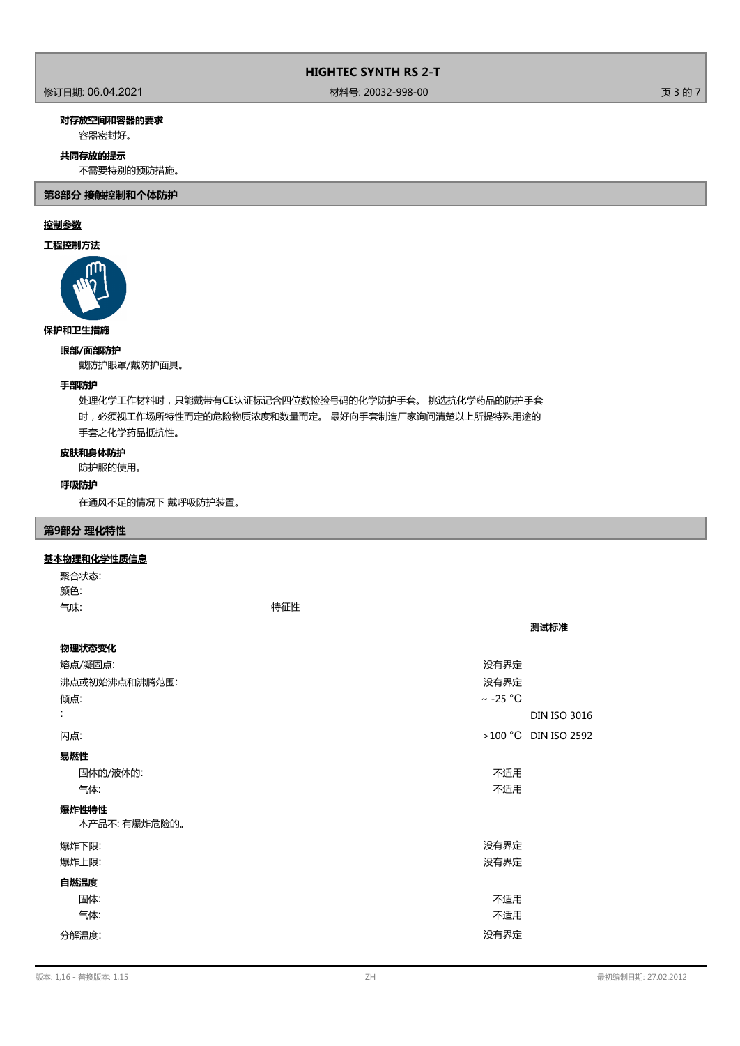**对存放空间和容器的要求**

容器密封好。

**共同存放的提示**

不需要特别的预防措施。

## 第8部分 接触控制和个体防护

**控制参数**

**工程控制方法**

**保护和卫生措施**

**眼部/面部防护**

戴防护眼罩/戴防护面具。

**手部防护**

处理化学工作材料时，只能戴带有CE认证标记含四位数检验号码的化学防护手套。 挑选抗化学药品的防护手套时，必须视工作场所特性而定的危险物质浓度和数量而定。 最好向手套制造厂家询问清楚以上所提特殊用途的手套之化学药品抵抗性。

**皮肤和身体防护**

防护服的使用。

**呼吸防护**

在通风不足的情况下 戴呼吸防护装置。

## 第9部分 理化特性

**基本物理和化学性质信息**

聚合状态:

颜色:

气味: 特征性

| | | 测试标准 |
|---|---|---|
| **物理状态变化** | | |
| 熔点/凝固点: | 没有界定 | |
| 沸点或初始沸点和沸腾范围: | 没有界定 | |
| 倾点: | ~ -25 °C | |
| : | | DIN ISO 3016 |
| 闪点: | >100 °C | DIN ISO 2592 |
| **易燃性** | | |
| 固体的/液体的: | 不适用 | |
| 气体: | 不适用 | |
| **爆炸性特性** | | |
| 本产品不: 有爆炸危险的。 | | |
| 爆炸下限: | 没有界定 | |
| 爆炸上限: | 没有界定 | |
| **自燃温度** | | |
| 固体: | 不适用 | |
| 气体: | 不适用 | |
| 分解温度: | 没有界定 | |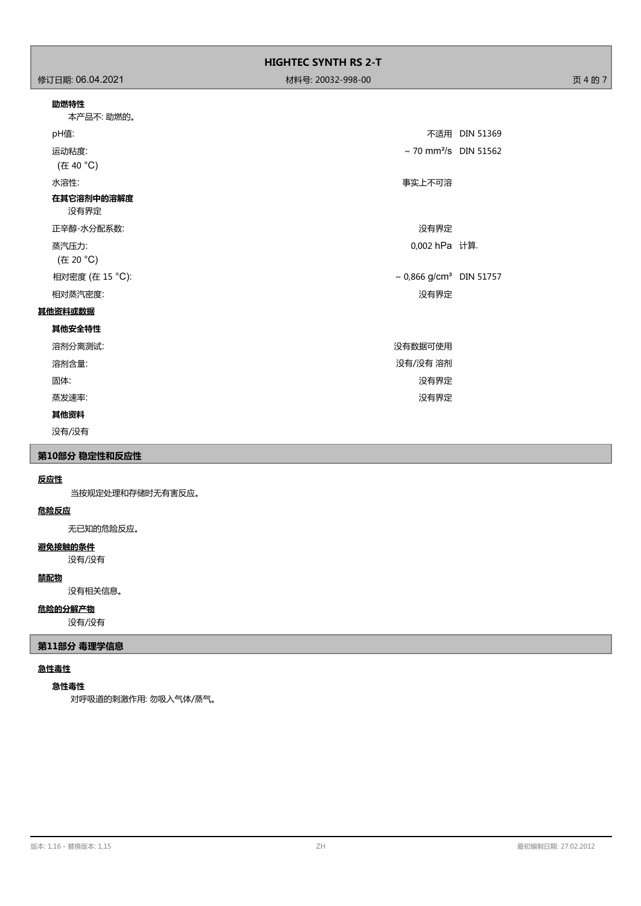**助燃特性**

本产品不: 助燃的。

| | | |
|---|---|---|
| pH值: | 不适用 | DIN 51369 |
| 运动粘度: (在 40 °C) | ~ 70 $mm^2/s$ | DIN 51562 |
| 水溶性: | 事实上不可溶 | |

**在其它溶剂中的溶解度**

没有界定

| | | |
|---|---|---|
| 正辛醇-水分配系数: | 没有界定 | |
| 蒸汽压力: (在 20 °C) | 0,002 hPa | 计算. |
| 相对密度 (在 15 °C): | ~ 0,866 $g/cm^3$ | DIN 51757 |
| 相对蒸汽密度: | 没有界定 | |

**其他资料或数据**

**其他安全特性**

| | |
|---|---|
| 溶剂分离测试: | 没有数据可使用 |
| 溶剂含量: | 没有/没有 溶剂 |
| 固体: | 没有界定 |
| 蒸发速率: | 没有界定 |

**其他资料**

没有/没有

## 第10部分 稳定性和反应性

**反应性**

当按规定处理和存储时无有害反应。

**危险反应**

无已知的危险反应。

**避免接触的条件**

没有/没有

**禁配物**

没有相关信息。

**危险的分解产物**

没有/没有

## 第11部分 毒理学信息

**急性毒性**

**急性毒性**

对呼吸道的刺激作用: 勿吸入气体/蒸气。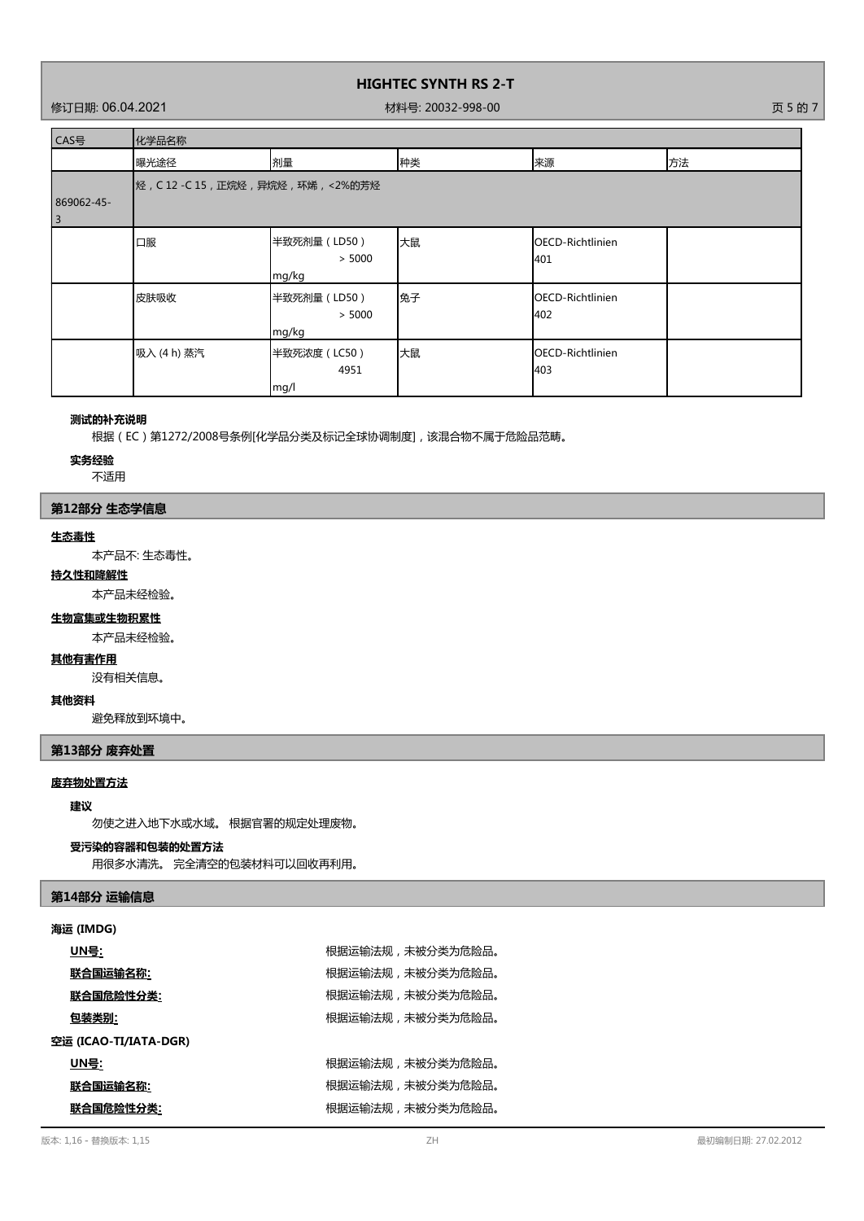| CAS号 | 化学品名称 | | | | |
|---|---|---|---|---|---|
| | 曝光途径 | 剂量 | 种类 | 来源 | 方法 |
| 869062-45-3 | 烃，C 12 -C 15，正烷烃，异烷烃，环烯，<2%的芳烃 | | | | |
| | 口服 | 半致死剂量（LD50） > 5000 mg/kg | 大鼠 | OECD-Richtlinien 401 | |
| | 皮肤吸收 | 半致死剂量（LD50） > 5000 mg/kg | 兔子 | OECD-Richtlinien 402 | |
| | 吸入 (4 h) 蒸汽 | 半致死浓度（LC50） 4951 mg/l | 大鼠 | OECD-Richtlinien 403 | |

**测试的补充说明**

根据（EC）第1272/2008号条例[化学品分类及标记全球协调制度]，该混合物不属于危险品范畴。

**实务经验**

不适用

## 第12部分 生态学信息

**生态毒性**

本产品不: 生态毒性。

**持久性和降解性**

本产品未经检验。

**生物富集或生物积累性**

本产品未经检验。

**其他有害作用**

没有相关信息。

**其他资料**

避免释放到环境中。

## 第13部分 废弃处置

**废弃物处置方法**

**建议**

勿使之进入地下水或水域。 根据官署的规定处理废物。

**受污染的容器和包装的处置方法**

用很多水清洗。 完全清空的包装材料可以回收再利用。

## 第14部分 运输信息

**海运 (IMDG)**

**UN号:** 根据运输法规，未被分类为危险品。

**联合国运输名称:** 根据运输法规，未被分类为危险品。

**联合国危险性分类:** 根据运输法规，未被分类为危险品。

**包装类别:** 根据运输法规，未被分类为危险品。

**空运 (ICAO-TI/IATA-DGR)**

**UN号:** 根据运输法规，未被分类为危险品。

**联合国运输名称:** 根据运输法规，未被分类为危险品。

**联合国危险性分类:** 根据运输法规，未被分类为危险品。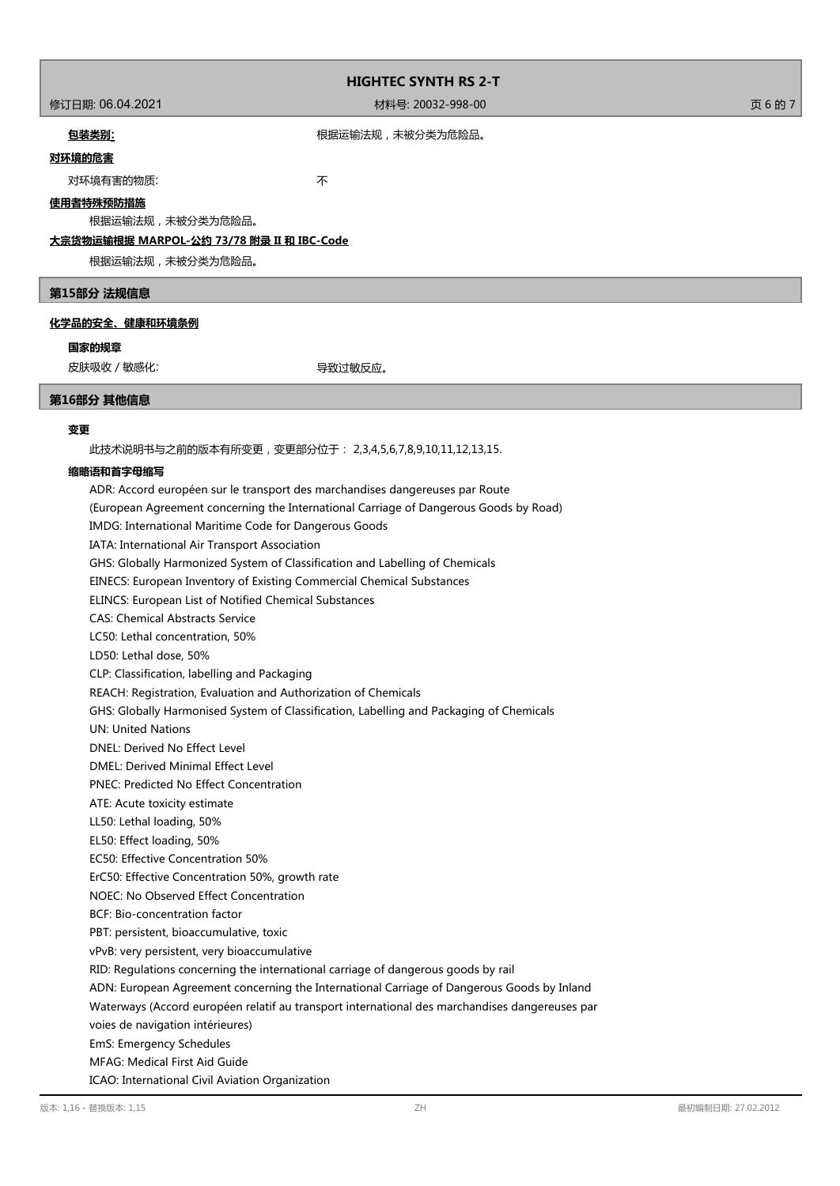**包装类别:** 根据运输法规，未被分类为危险品。

**对环境的危害**

对环境有害的物质: 不

**使用者特殊预防措施**

根据运输法规，未被分类为危险品。

**大宗货物运输根据 MARPOL-公约 73/78 附录 II 和 IBC-Code**

根据运输法规，未被分类为危险品。

## 第15部分 法规信息

**化学品的安全、健康和环境条例**

**国家的规章**

皮肤吸收 / 敏感化: 导致过敏反应。

## 第16部分 其他信息

**变更**

此技术说明书与之前的版本有所变更，变更部分位于： 2,3,4,5,6,7,8,9,10,11,12,13,15.

**缩略语和首字母缩写**

ADR: Accord européen sur le transport des marchandises dangereuses par Route
(European Agreement concerning the International Carriage of Dangerous Goods by Road)
IMDG: International Maritime Code for Dangerous Goods
IATA: International Air Transport Association
GHS: Globally Harmonized System of Classification and Labelling of Chemicals
EINECS: European Inventory of Existing Commercial Chemical Substances
ELINCS: European List of Notified Chemical Substances
CAS: Chemical Abstracts Service
LC50: Lethal concentration, 50%
LD50: Lethal dose, 50%
CLP: Classification, labelling and Packaging
REACH: Registration, Evaluation and Authorization of Chemicals
GHS: Globally Harmonised System of Classification, Labelling and Packaging of Chemicals
UN: United Nations
DNEL: Derived No Effect Level
DMEL: Derived Minimal Effect Level
PNEC: Predicted No Effect Concentration
ATE: Acute toxicity estimate
LL50: Lethal loading, 50%
EL50: Effect loading, 50%
EC50: Effective Concentration 50%
ErC50: Effective Concentration 50%, growth rate
NOEC: No Observed Effect Concentration
BCF: Bio-concentration factor
PBT: persistent, bioaccumulative, toxic
vPvB: very persistent, very bioaccumulative
RID: Regulations concerning the international carriage of dangerous goods by rail
ADN: European Agreement concerning the International Carriage of Dangerous Goods by Inland Waterways (Accord européen relatif au transport international des marchandises dangereuses par voies de navigation intérieures)
EmS: Emergency Schedules
MFAG: Medical First Aid Guide
ICAO: International Civil Aviation Organization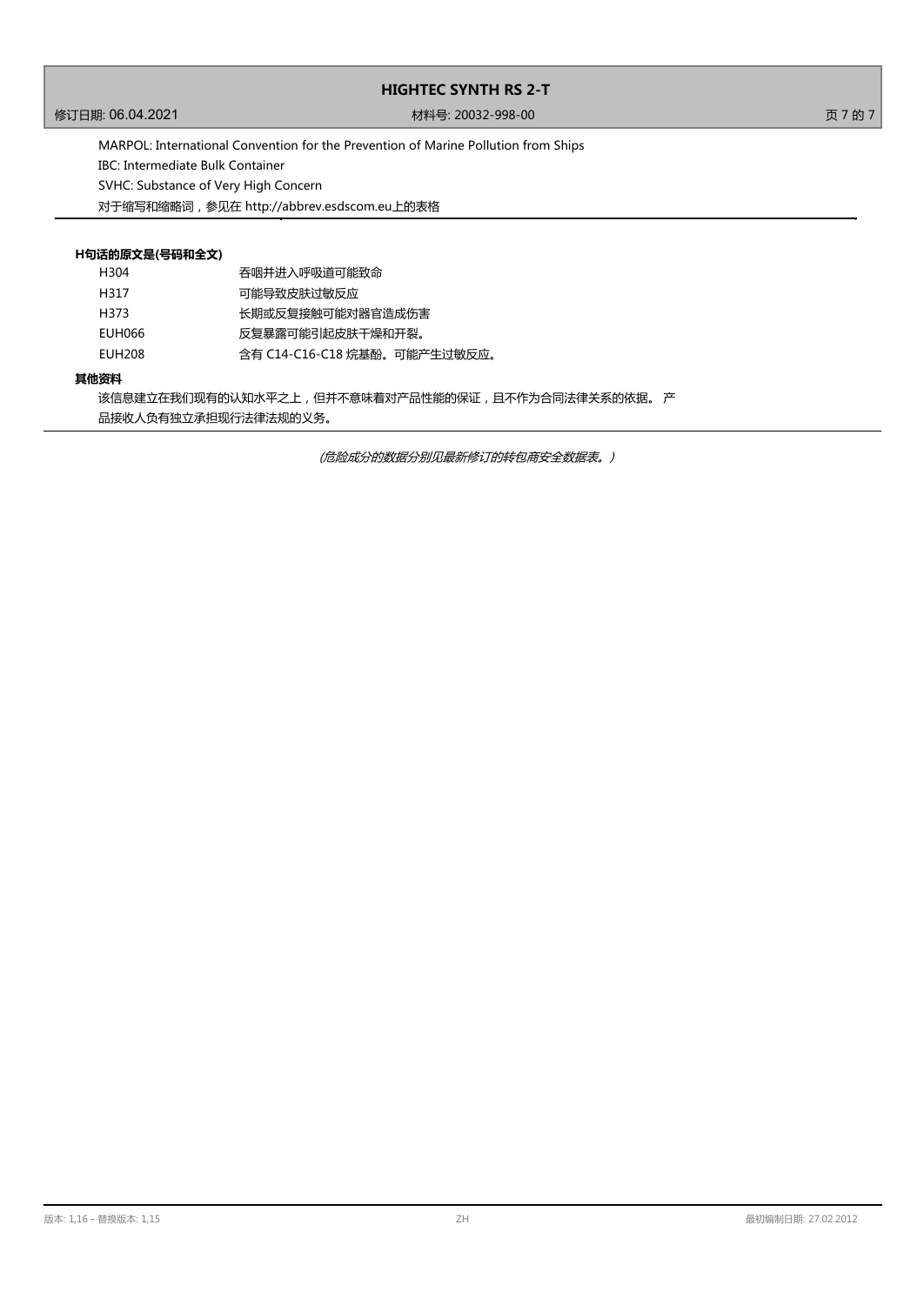MARPOL: International Convention for the Prevention of Marine Pollution from Ships

IBC: Intermediate Bulk Container

SVHC: Substance of Very High Concern

对于缩写和缩略词，参见在 http://abbrev.esdscom.eu上的表格

**H句话的原文是(号码和全文)**

| | |
|---|---|
| H304 | 吞咽并进入呼吸道可能致命 |
| H317 | 可能导致皮肤过敏反应 |
| H373 | 长期或反复接触可能对器官造成伤害 |
| EUH066 | 反复暴露可能引起皮肤干燥和开裂。 |
| EUH208 | 含有 C14-C16-C18 烷基酚。可能产生过敏反应。 |

**其他资料**

该信息建立在我们现有的认知水平之上，但并不意味着对产品性能的保证，且不作为合同法律关系的依据。 产品接收人负有独立承担现行法律法规的义务。

*(危险成分的数据分别见最新修订的转包商安全数据表。)*